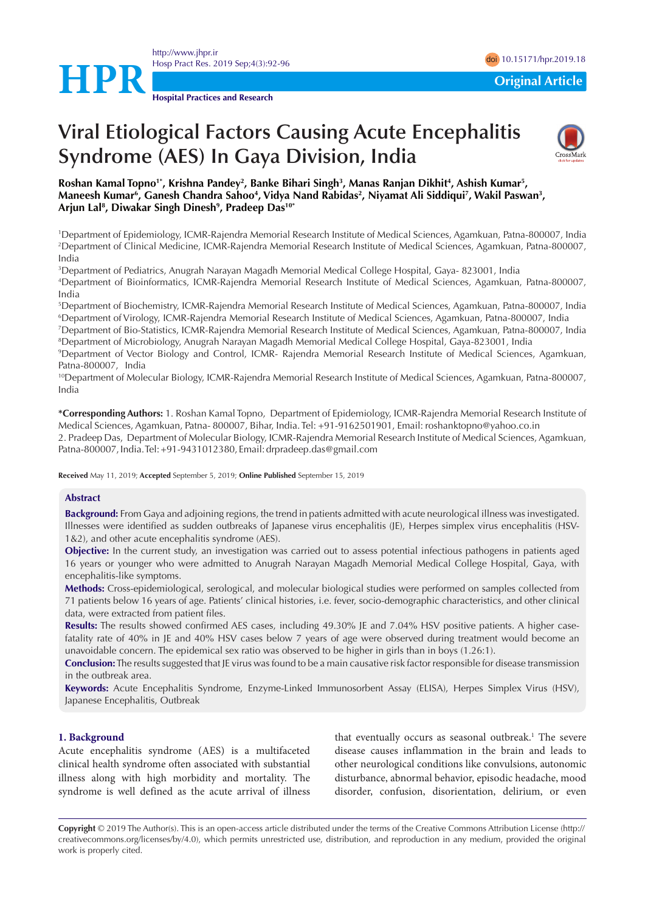Original Article

# Viral Etiological Factors Causing Acute Encephalitis Syndrome (AES) In Gaya Division, India

**Roshan Kamal Topno[1*], Krishna Pandey[2], Banke Bihari Singh[3], Manas Ranjan Dikhit[4], Ashish Kumar[5], Maneesh Kumar[6], Ganesh Chandra Sahoo[4], Vidya Nand Rabidas[2], Niyamat Ali Siddiqui[7], Wakil Paswan[3], Arjun Lal[8], Diwakar Singh Dinesh[9], Pradeep Das[10*]**

[1]Department of Epidemiology, ICMR-Rajendra Memorial Research Institute of Medical Sciences, Agamkuan, Patna-800007, India
[2]Department of Clinical Medicine, ICMR-Rajendra Memorial Research Institute of Medical Sciences, Agamkuan, Patna-800007, India
[3]Department of Pediatrics, Anugrah Narayan Magadh Memorial Medical College Hospital, Gaya- 823001, India
[4]Department of Bioinformatics, ICMR-Rajendra Memorial Research Institute of Medical Sciences, Agamkuan, Patna-800007, India
[5]Department of Biochemistry, ICMR-Rajendra Memorial Research Institute of Medical Sciences, Agamkuan, Patna-800007, India
[6]Department of Virology, ICMR-Rajendra Memorial Research Institute of Medical Sciences, Agamkuan, Patna-800007, India
[7]Department of Bio-Statistics, ICMR-Rajendra Memorial Research Institute of Medical Sciences, Agamkuan, Patna-800007, India
[8]Department of Microbiology, Anugrah Narayan Magadh Memorial Medical College Hospital, Gaya-823001, India
[9]Department of Vector Biology and Control, ICMR- Rajendra Memorial Research Institute of Medical Sciences, Agamkuan, Patna-800007, India
[10]Department of Molecular Biology, ICMR-Rajendra Memorial Research Institute of Medical Sciences, Agamkuan, Patna-800007, India

**\*Corresponding Authors:** 1. Roshan Kamal Topno, Department of Epidemiology, ICMR-Rajendra Memorial Research Institute of Medical Sciences, Agamkuan, Patna- 800007, Bihar, India. Tel: +91-9162501901, Email: roshanktopno@yahoo.co.in
2. Pradeep Das, Department of Molecular Biology, ICMR-Rajendra Memorial Research Institute of Medical Sciences, Agamkuan, Patna-800007, India. Tel: +91-9431012380, Email: drpradeep.das@gmail.com

**Received** May 11, 2019; **Accepted** September 5, 2019; **Online Published** September 15, 2019

## Abstract

**Background:** From Gaya and adjoining regions, the trend in patients admitted with acute neurological illness was investigated. Illnesses were identified as sudden outbreaks of Japanese virus encephalitis (JE), Herpes simplex virus encephalitis (HSV-1&2), and other acute encephalitis syndrome (AES).

**Objective:** In the current study, an investigation was carried out to assess potential infectious pathogens in patients aged 16 years or younger who were admitted to Anugrah Narayan Magadh Memorial Medical College Hospital, Gaya, with encephalitis-like symptoms.

**Methods:** Cross-epidemiological, serological, and molecular biological studies were performed on samples collected from 71 patients below 16 years of age. Patients' clinical histories, i.e. fever, socio-demographic characteristics, and other clinical data, were extracted from patient files.

**Results:** The results showed confirmed AES cases, including 49.30% JE and 7.04% HSV positive patients. A higher case-fatality rate of 40% in JE and 40% HSV cases below 7 years of age were observed during treatment would become an unavoidable concern. The epidemical sex ratio was observed to be higher in girls than in boys (1.26:1).

**Conclusion:** The results suggested that JE virus was found to be a main causative risk factor responsible for disease transmission in the outbreak area.

**Keywords:** Acute Encephalitis Syndrome, Enzyme-Linked Immunosorbent Assay (ELISA), Herpes Simplex Virus (HSV), Japanese Encephalitis, Outbreak

## 1. Background

Acute encephalitis syndrome (AES) is a multifaceted clinical health syndrome often associated with substantial illness along with high morbidity and mortality. The syndrome is well defined as the acute arrival of illness that eventually occurs as seasonal outbreak.[1] The severe disease causes inflammation in the brain and leads to other neurological conditions like convulsions, autonomic disturbance, abnormal behavior, episodic headache, mood disorder, confusion, disorientation, delirium, or even

**Copyright** © 2019 The Author(s). This is an open-access article distributed under the terms of the Creative Commons Attribution License (http://creativecommons.org/licenses/by/4.0), which permits unrestricted use, distribution, and reproduction in any medium, provided the original work is properly cited.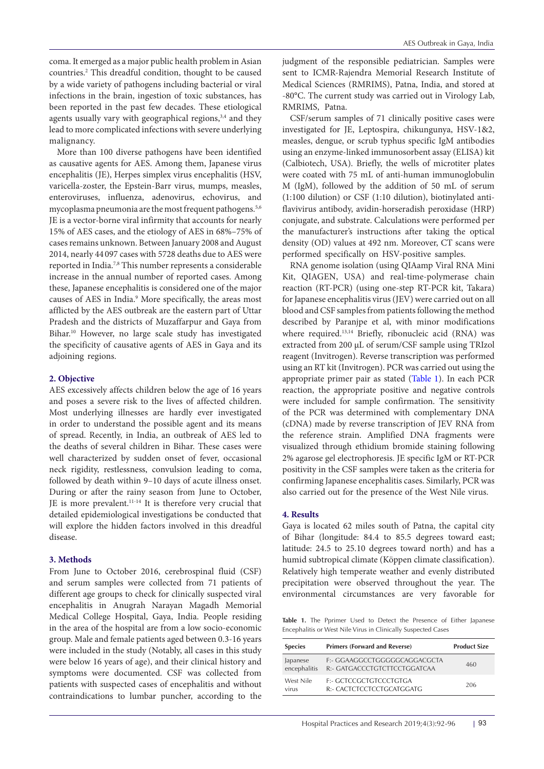coma. It emerged as a major public health problem in Asian countries.[2] This dreadful condition, thought to be caused by a wide variety of pathogens including bacterial or viral infections in the brain, ingestion of toxic substances, has been reported in the past few decades. These etiological agents usually vary with geographical regions,[3,4] and they lead to more complicated infections with severe underlying malignancy.

More than 100 diverse pathogens have been identified as causative agents for AES. Among them, Japanese virus encephalitis (JE), Herpes simplex virus encephalitis (HSV, varicella-zoster, the Epstein-Barr virus, mumps, measles, enteroviruses, influenza, adenovirus, echovirus, and mycoplasma pneumonia are the most frequent pathogens.[5,6] JE is a vector-borne viral infirmity that accounts for nearly 15% of AES cases, and the etiology of AES in 68%–75% of cases remains unknown. Between January 2008 and August 2014, nearly 44 097 cases with 5728 deaths due to AES were reported in India.[7,8] This number represents a considerable increase in the annual number of reported cases. Among these, Japanese encephalitis is considered one of the major causes of AES in India.[9] More specifically, the areas most afflicted by the AES outbreak are the eastern part of Uttar Pradesh and the districts of Muzaffarpur and Gaya from Bihar.[10] However, no large scale study has investigated the specificity of causative agents of AES in Gaya and its adjoining regions.

## 2. Objective

AES excessively affects children below the age of 16 years and poses a severe risk to the lives of affected children. Most underlying illnesses are hardly ever investigated in order to understand the possible agent and its means of spread. Recently, in India, an outbreak of AES led to the deaths of several children in Bihar. These cases were well characterized by sudden onset of fever, occasional neck rigidity, restlessness, convulsion leading to coma, followed by death within 9–10 days of acute illness onset. During or after the rainy season from June to October, JE is more prevalent.[11-14] It is therefore very crucial that detailed epidemiological investigations be conducted that will explore the hidden factors involved in this dreadful disease.

## 3. Methods

From June to October 2016, cerebrospinal fluid (CSF) and serum samples were collected from 71 patients of different age groups to check for clinically suspected viral encephalitis in Anugrah Narayan Magadh Memorial Medical College Hospital, Gaya, India. People residing in the area of the hospital are from a low socio-economic group. Male and female patients aged between 0.3-16 years were included in the study (Notably, all cases in this study were below 16 years of age), and their clinical history and symptoms were documented. CSF was collected from patients with suspected cases of encephalitis and without contraindications to lumbar puncher, according to the judgment of the responsible pediatrician. Samples were sent to ICMR-Rajendra Memorial Research Institute of Medical Sciences (RMRIMS), Patna, India, and stored at -80°C. The current study was carried out in Virology Lab, RMRIMS, Patna.

CSF/serum samples of 71 clinically positive cases were investigated for JE, Leptospira, chikungunya, HSV-1&2, measles, dengue, or scrub typhus specific IgM antibodies using an enzyme-linked immunosorbent assay (ELISA) kit (Calbiotech, USA). Briefly, the wells of microtiter plates were coated with 75 mL of anti-human immunoglobulin M (IgM), followed by the addition of 50 mL of serum (1:100 dilution) or CSF (1:10 dilution), biotinylated anti-flavivirus antibody, avidin-horseradish peroxidase (HRP) conjugate, and substrate. Calculations were performed per the manufacturer's instructions after taking the optical density (OD) values at 492 nm. Moreover, CT scans were performed specifically on HSV-positive samples.

RNA genome isolation (using QIAamp Viral RNA Mini Kit, QIAGEN, USA) and real-time-polymerase chain reaction (RT-PCR) (using one-step RT-PCR kit, Takara) for Japanese encephalitis virus (JEV) were carried out on all blood and CSF samples from patients following the method described by Paranjpe et al, with minor modifications where required.[13,14] Briefly, ribonucleic acid (RNA) was extracted from 200 µL of serum/CSF sample using TRIzol reagent (Invitrogen). Reverse transcription was performed using an RT kit (Invitrogen). PCR was carried out using the appropriate primer pair as stated (Table 1). In each PCR reaction, the appropriate positive and negative controls were included for sample confirmation. The sensitivity of the PCR was determined with complementary DNA (cDNA) made by reverse transcription of JEV RNA from the reference strain. Amplified DNA fragments were visualized through ethidium bromide staining following 2% agarose gel electrophoresis. JE specific IgM or RT-PCR positivity in the CSF samples were taken as the criteria for confirming Japanese encephalitis cases. Similarly, PCR was also carried out for the presence of the West Nile virus.

## 4. Results

Gaya is located 62 miles south of Patna, the capital city of Bihar (longitude: 84.4 to 85.5 degrees toward east; latitude: 24.5 to 25.10 degrees toward north) and has a humid subtropical climate (Köppen climate classification). Relatively high temperate weather and evenly distributed precipitation were observed throughout the year. The environmental circumstances are very favorable for

**Table 1.** The Pprimer Used to Detect the Presence of Either Japanese Encephalitis or West Nile Virus in Clinically Suspected Cases

| Species | Primers (Forward and Reverse) | Product Size |
|---|---|---|
| Japanese encephalitis | F:- GGAAGGCCTGGGGGCAGGACGCTA<br>R:- GATGACCCTGTCTTCCTGGATCAA | 460 |
| West Nile virus | F:- GCTCCGCTGTCCCTGTGA<br>R:- CACTCTCCTCCTGCATGGATG | 206 |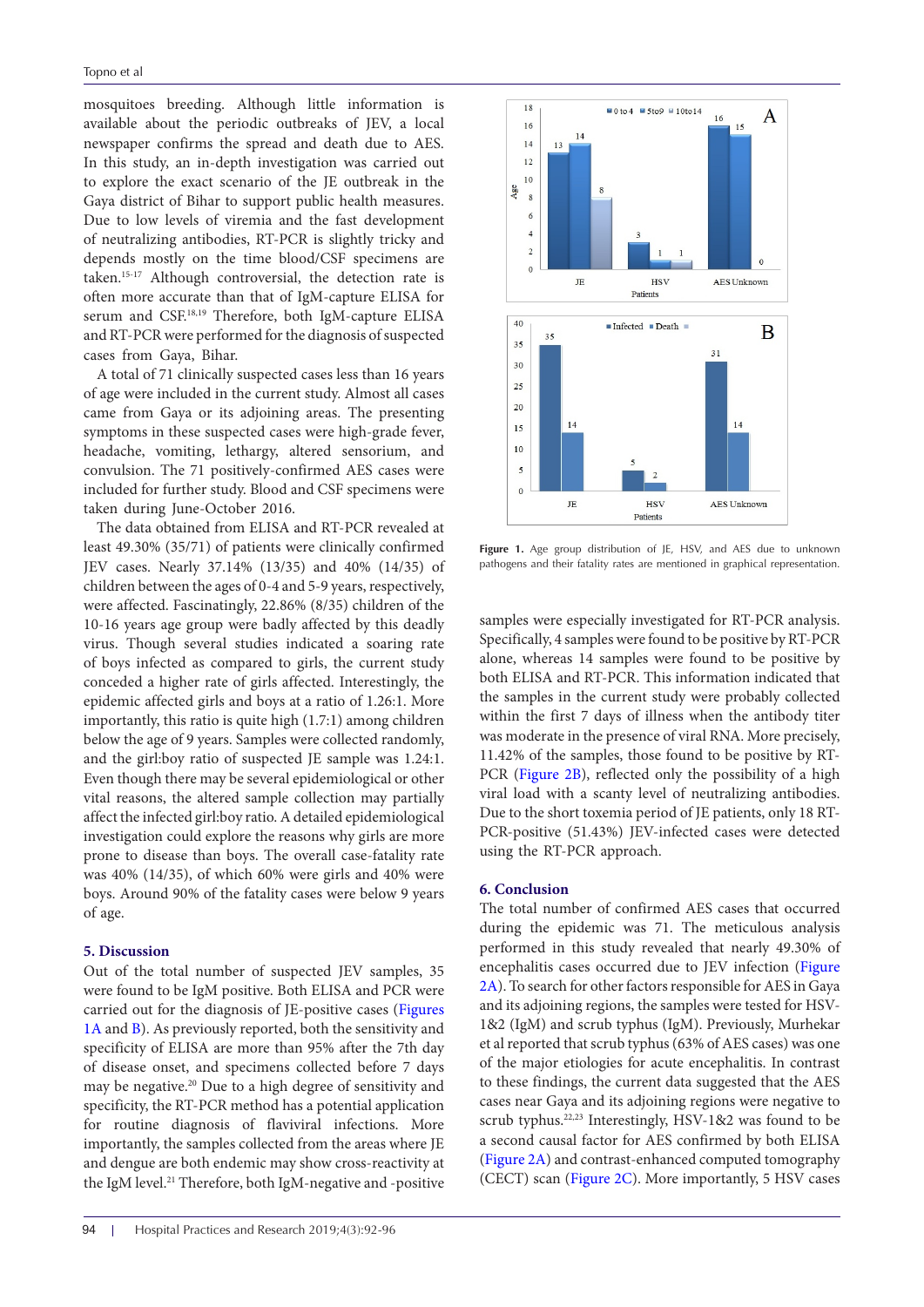mosquitoes breeding. Although little information is available about the periodic outbreaks of JEV, a local newspaper confirms the spread and death due to AES. In this study, an in-depth investigation was carried out to explore the exact scenario of the JE outbreak in the Gaya district of Bihar to support public health measures. Due to low levels of viremia and the fast development of neutralizing antibodies, RT-PCR is slightly tricky and depends mostly on the time blood/CSF specimens are taken.[15-17] Although controversial, the detection rate is often more accurate than that of IgM-capture ELISA for serum and CSF.[18,19] Therefore, both IgM-capture ELISA and RT-PCR were performed for the diagnosis of suspected cases from Gaya, Bihar.

A total of 71 clinically suspected cases less than 16 years of age were included in the current study. Almost all cases came from Gaya or its adjoining areas. The presenting symptoms in these suspected cases were high-grade fever, headache, vomiting, lethargy, altered sensorium, and convulsion. The 71 positively-confirmed AES cases were included for further study. Blood and CSF specimens were taken during June-October 2016.

The data obtained from ELISA and RT-PCR revealed at least 49.30% (35/71) of patients were clinically confirmed JEV cases. Nearly 37.14% (13/35) and 40% (14/35) of children between the ages of 0-4 and 5-9 years, respectively, were affected. Fascinatingly, 22.86% (8/35) children of the 10-16 years age group were badly affected by this deadly virus. Though several studies indicated a soaring rate of boys infected as compared to girls, the current study conceded a higher rate of girls affected. Interestingly, the epidemic affected girls and boys at a ratio of 1.26:1. More importantly, this ratio is quite high (1.7:1) among children below the age of 9 years. Samples were collected randomly, and the girl:boy ratio of suspected JE sample was 1.24:1. Even though there may be several epidemiological or other vital reasons, the altered sample collection may partially affect the infected girl:boy ratio. A detailed epidemiological investigation could explore the reasons why girls are more prone to disease than boys. The overall case-fatality rate was 40% (14/35), of which 60% were girls and 40% were boys. Around 90% of the fatality cases were below 9 years of age.

## 5. Discussion

Out of the total number of suspected JEV samples, 35 were found to be IgM positive. Both ELISA and PCR were carried out for the diagnosis of JE-positive cases (Figures 1A and B). As previously reported, both the sensitivity and specificity of ELISA are more than 95% after the 7th day of disease onset, and specimens collected before 7 days may be negative.[20] Due to a high degree of sensitivity and specificity, the RT-PCR method has a potential application for routine diagnosis of flaviviral infections. More importantly, the samples collected from the areas where JE and dengue are both endemic may show cross-reactivity at the IgM level.[21] Therefore, both IgM-negative and -positive samples were especially investigated for RT-PCR analysis. Specifically, 4 samples were found to be positive by RT-PCR alone, whereas 14 samples were found to be positive by both ELISA and RT-PCR. This information indicated that the samples in the current study were probably collected within the first 7 days of illness when the antibody titer was moderate in the presence of viral RNA. More precisely, 11.42% of the samples, those found to be positive by RT-PCR (Figure 2B), reflected only the possibility of a high viral load with a scanty level of neutralizing antibodies. Due to the short toxemia period of JE patients, only 18 RT-PCR-positive (51.43%) JEV-infected cases were detected using the RT-PCR approach.

**Figure 1.** Age group distribution of JE, HSV, and AES due to unknown pathogens and their fatality rates are mentioned in graphical representation.

## 6. Conclusion

The total number of confirmed AES cases that occurred during the epidemic was 71. The meticulous analysis performed in this study revealed that nearly 49.30% of encephalitis cases occurred due to JEV infection (Figure 2A). To search for other factors responsible for AES in Gaya and its adjoining regions, the samples were tested for HSV-1&2 (IgM) and scrub typhus (IgM). Previously, Murhekar et al reported that scrub typhus (63% of AES cases) was one of the major etiologies for acute encephalitis. In contrast to these findings, the current data suggested that the AES cases near Gaya and its adjoining regions were negative to scrub typhus.[22,23] Interestingly, HSV-1&2 was found to be a second causal factor for AES confirmed by both ELISA (Figure 2A) and contrast-enhanced computed tomography (CECT) scan (Figure 2C). More importantly, 5 HSV cases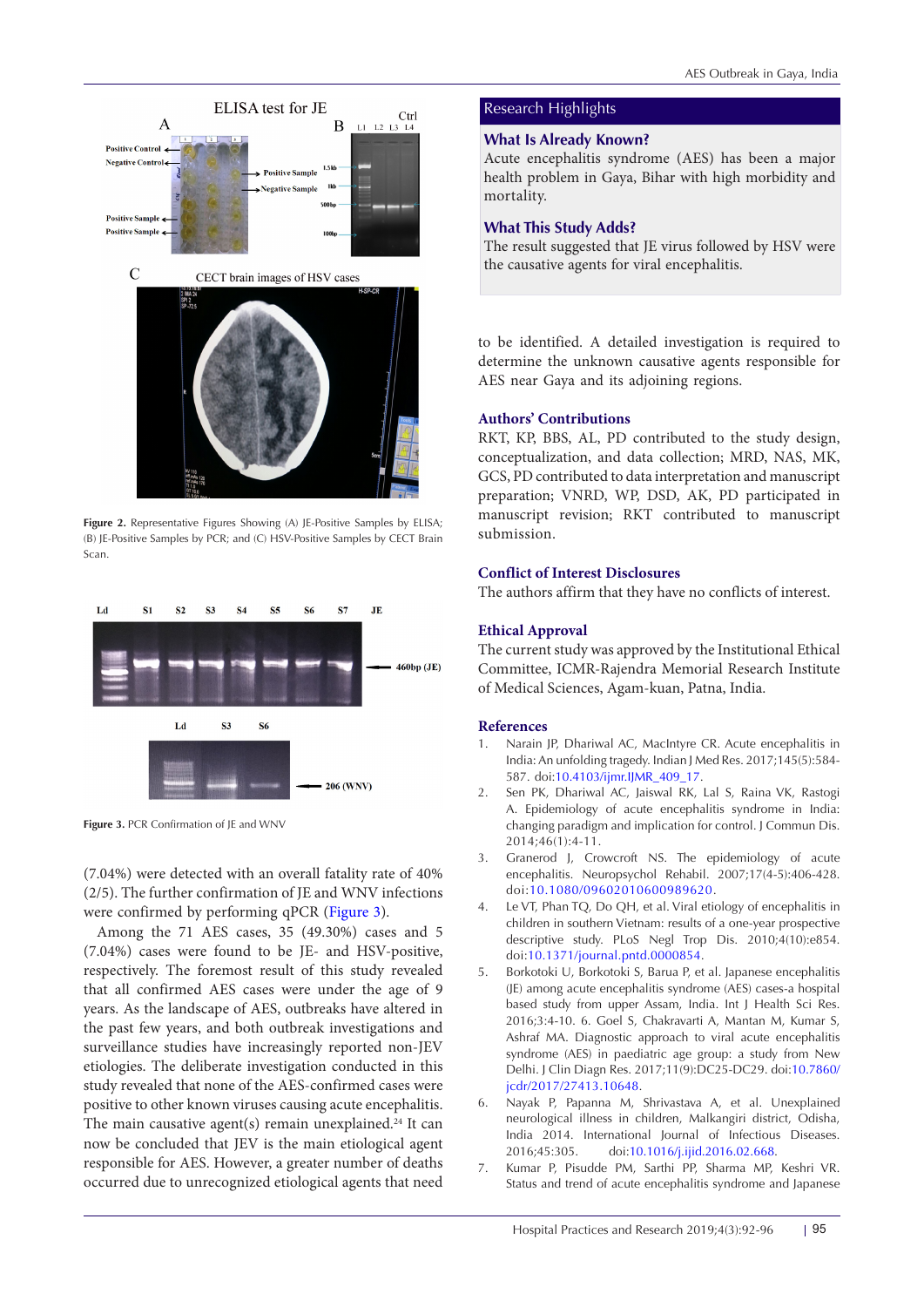**Figure 2.** Representative Figures Showing (A) JE-Positive Samples by ELISA; (B) JE-Positive Samples by PCR; and (C) HSV-Positive Samples by CECT Brain Scan.

**Figure 3.** PCR Confirmation of JE and WNV

(7.04%) were detected with an overall fatality rate of 40% (2/5). The further confirmation of JE and WNV infections were confirmed by performing qPCR (Figure 3).

Among the 71 AES cases, 35 (49.30%) cases and 5 (7.04%) cases were found to be JE- and HSV-positive, respectively. The foremost result of this study revealed that all confirmed AES cases were under the age of 9 years. As the landscape of AES, outbreaks have altered in the past few years, and both outbreak investigations and surveillance studies have increasingly reported non-JEV etiologies. The deliberate investigation conducted in this study revealed that none of the AES-confirmed cases were positive to other known viruses causing acute encephalitis. The main causative agent(s) remain unexplained.[24] It can now be concluded that JEV is the main etiological agent responsible for AES. However, a greater number of deaths occurred due to unrecognized etiological agents that need to be identified. A detailed investigation is required to determine the unknown causative agents responsible for AES near Gaya and its adjoining regions.

## Research Highlights

### What Is Already Known?

Acute encephalitis syndrome (AES) has been a major health problem in Gaya, Bihar with high morbidity and mortality.

### What This Study Adds?

The result suggested that JE virus followed by HSV were the causative agents for viral encephalitis.

## Authors' Contributions

RKT, KP, BBS, AL, PD contributed to the study design, conceptualization, and data collection; MRD, NAS, MK, GCS, PD contributed to data interpretation and manuscript preparation; VNRD, WP, DSD, AK, PD participated in manuscript revision; RKT contributed to manuscript submission.

## Conflict of Interest Disclosures

The authors affirm that they have no conflicts of interest.

## Ethical Approval

The current study was approved by the Institutional Ethical Committee, ICMR-Rajendra Memorial Research Institute of Medical Sciences, Agam-kuan, Patna, India.

## References

1. Narain JP, Dhariwal AC, MacIntyre CR. Acute encephalitis in India: An unfolding tragedy. Indian J Med Res. 2017;145(5):584-587. doi:10.4103/ijmr.IJMR_409_17.
2. Sen PK, Dhariwal AC, Jaiswal RK, Lal S, Raina VK, Rastogi A. Epidemiology of acute encephalitis syndrome in India: changing paradigm and implication for control. J Commun Dis. 2014;46(1):4-11.
3. Granerod J, Crowcroft NS. The epidemiology of acute encephalitis. Neuropsychol Rehabil. 2007;17(4-5):406-428. doi:10.1080/09602010600989620.
4. Le VT, Phan TQ, Do QH, et al. Viral etiology of encephalitis in children in southern Vietnam: results of a one-year prospective descriptive study. PLoS Negl Trop Dis. 2010;4(10):e854. doi:10.1371/journal.pntd.0000854.
5. Borkotoki U, Borkotoki S, Barua P, et al. Japanese encephalitis (JE) among acute encephalitis syndrome (AES) cases-a hospital based study from upper Assam, India. Int J Health Sci Res. 2016;3:4-10. 6. Goel S, Chakravarti A, Mantan M, Kumar S, Ashraf MA. Diagnostic approach to viral acute encephalitis syndrome (AES) in paediatric age group: a study from New Delhi. J Clin Diagn Res. 2017;11(9):DC25-DC29. doi:10.7860/jcdr/2017/27413.10648.
6. Nayak P, Papanna M, Shrivastava A, et al. Unexplained neurological illness in children, Malkangiri district, Odisha, India 2014. International Journal of Infectious Diseases. 2016;45:305. doi:10.1016/j.ijid.2016.02.668.
7. Kumar P, Pisudde PM, Sarthi PP, Sharma MP, Keshri VR. Status and trend of acute encephalitis syndrome and Japanese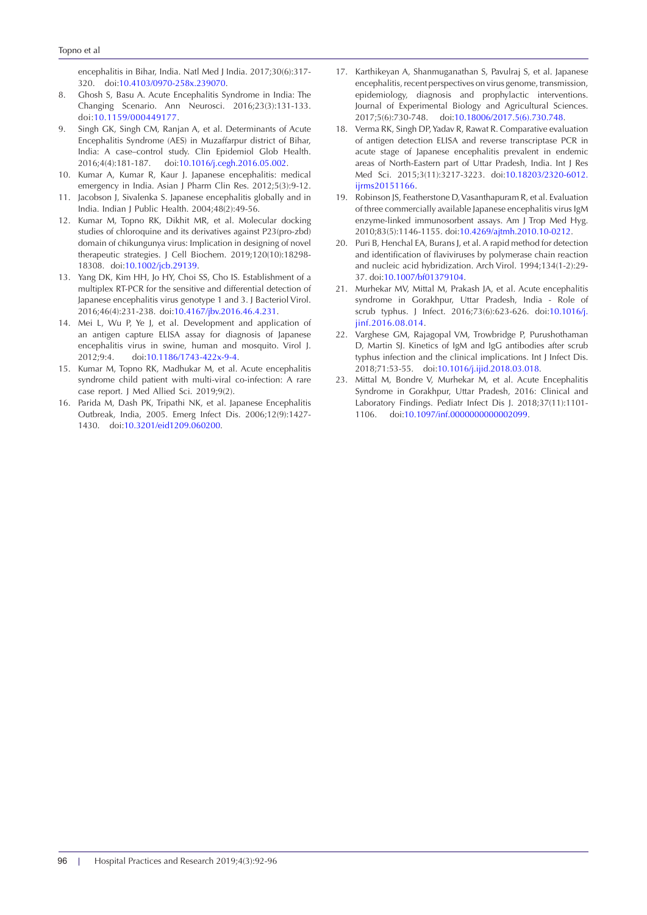encephalitis in Bihar, India. Natl Med J India. 2017;30(6):317-320. doi:10.4103/0970-258x.239070.

8. Ghosh S, Basu A. Acute Encephalitis Syndrome in India: The Changing Scenario. Ann Neurosci. 2016;23(3):131-133. doi:10.1159/000449177.
9. Singh GK, Singh CM, Ranjan A, et al. Determinants of Acute Encephalitis Syndrome (AES) in Muzaffarpur district of Bihar, India: A case–control study. Clin Epidemiol Glob Health. 2016;4(4):181-187. doi:10.1016/j.cegh.2016.05.002.
10. Kumar A, Kumar R, Kaur J. Japanese encephalitis: medical emergency in India. Asian J Pharm Clin Res. 2012;5(3):9-12.
11. Jacobson J, Sivalenka S. Japanese encephalitis globally and in India. Indian J Public Health. 2004;48(2):49-56.
12. Kumar M, Topno RK, Dikhit MR, et al. Molecular docking studies of chloroquine and its derivatives against P23(pro-zbd) domain of chikungunya virus: Implication in designing of novel therapeutic strategies. J Cell Biochem. 2019;120(10):18298-18308. doi:10.1002/jcb.29139.
13. Yang DK, Kim HH, Jo HY, Choi SS, Cho IS. Establishment of a multiplex RT-PCR for the sensitive and differential detection of Japanese encephalitis virus genotype 1 and 3. J Bacteriol Virol. 2016;46(4):231-238. doi:10.4167/jbv.2016.46.4.231.
14. Mei L, Wu P, Ye J, et al. Development and application of an antigen capture ELISA assay for diagnosis of Japanese encephalitis virus in swine, human and mosquito. Virol J. 2012;9:4. doi:10.1186/1743-422x-9-4.
15. Kumar M, Topno RK, Madhukar M, et al. Acute encephalitis syndrome child patient with multi-viral co-infection: A rare case report. J Med Allied Sci. 2019;9(2).
16. Parida M, Dash PK, Tripathi NK, et al. Japanese Encephalitis Outbreak, India, 2005. Emerg Infect Dis. 2006;12(9):1427-1430. doi:10.3201/eid1209.060200.
17. Karthikeyan A, Shanmuganathan S, Pavulraj S, et al. Japanese encephalitis, recent perspectives on virus genome, transmission, epidemiology, diagnosis and prophylactic interventions. Journal of Experimental Biology and Agricultural Sciences. 2017;5(6):730-748. doi:10.18006/2017.5(6).730.748.
18. Verma RK, Singh DP, Yadav R, Rawat R. Comparative evaluation of antigen detection ELISA and reverse transcriptase PCR in acute stage of Japanese encephalitis prevalent in endemic areas of North-Eastern part of Uttar Pradesh, India. Int J Res Med Sci. 2015;3(11):3217-3223. doi:10.18203/2320-6012.ijrms20151166.
19. Robinson JS, Featherstone D, Vasanthapuram R, et al. Evaluation of three commercially available Japanese encephalitis virus IgM enzyme-linked immunosorbent assays. Am J Trop Med Hyg. 2010;83(5):1146-1155. doi:10.4269/ajtmh.2010.10-0212.
20. Puri B, Henchal EA, Burans J, et al. A rapid method for detection and identification of flaviviruses by polymerase chain reaction and nucleic acid hybridization. Arch Virol. 1994;134(1-2):29-37. doi:10.1007/bf01379104.
21. Murhekar MV, Mittal M, Prakash JA, et al. Acute encephalitis syndrome in Gorakhpur, Uttar Pradesh, India - Role of scrub typhus. J Infect. 2016;73(6):623-626. doi:10.1016/j.jinf.2016.08.014.
22. Varghese GM, Rajagopal VM, Trowbridge P, Purushothaman D, Martin SJ. Kinetics of IgM and IgG antibodies after scrub typhus infection and the clinical implications. Int J Infect Dis. 2018;71:53-55. doi:10.1016/j.ijid.2018.03.018.
23. Mittal M, Bondre V, Murhekar M, et al. Acute Encephalitis Syndrome in Gorakhpur, Uttar Pradesh, 2016: Clinical and Laboratory Findings. Pediatr Infect Dis J. 2018;37(11):1101-1106. doi:10.1097/inf.0000000000002099.